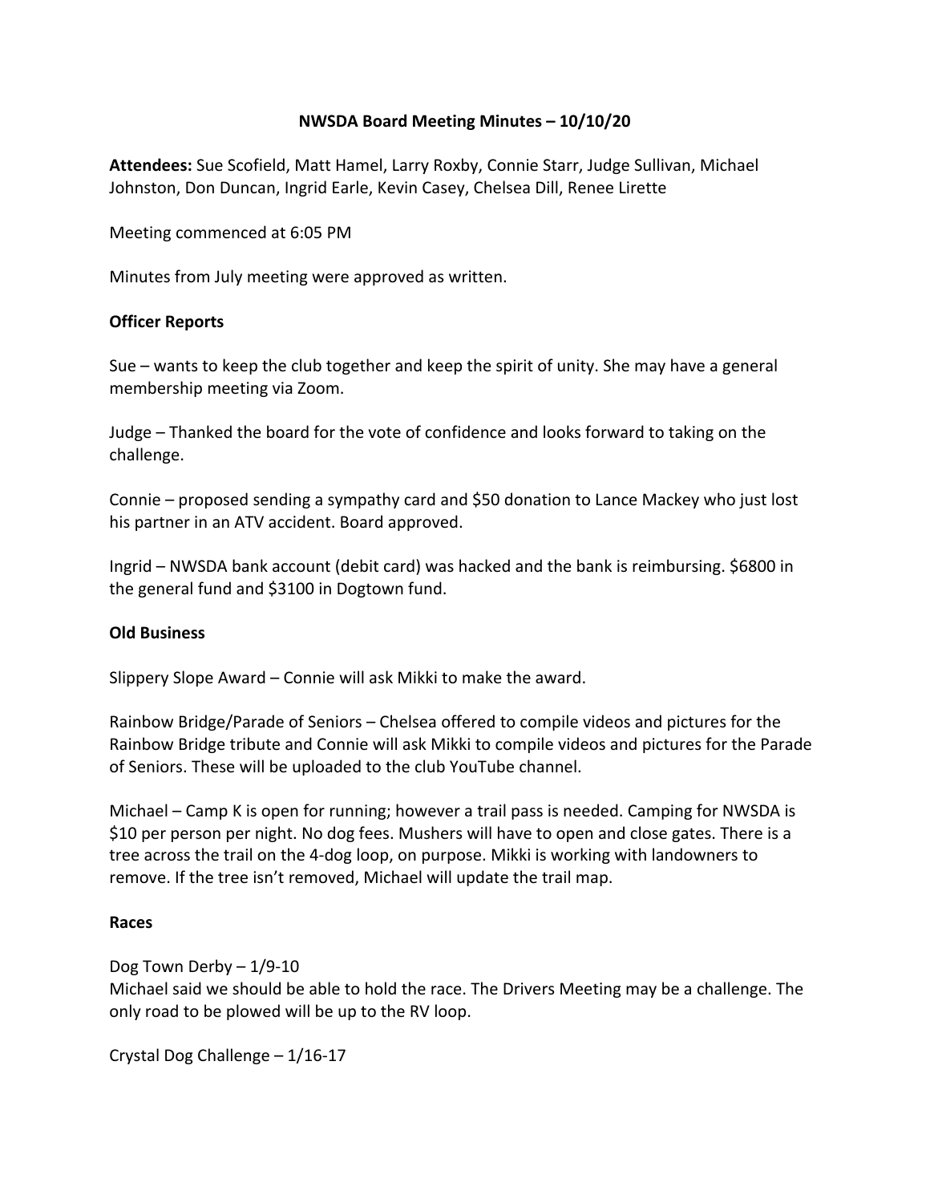# NWSDA Board Meeting Minutes – 10/10/20

**Attendees:** Sue Scofield, Matt Hamel, Larry Roxby, Connie Starr, Judge Sullivan, Michael Johnston, Don Duncan, Ingrid Earle, Kevin Casey, Chelsea Dill, Renee Lirette

Meeting commenced at 6:05 PM

Minutes from July meeting were approved as written.

## Officer Reports

Sue – wants to keep the club together and keep the spirit of unity. She may have a general membership meeting via Zoom.

Judge – Thanked the board for the vote of confidence and looks forward to taking on the challenge.

Connie – proposed sending a sympathy card and $50 donation to Lance Mackey who just lost his partner in an ATV accident. Board approved.

Ingrid – NWSDA bank account (debit card) was hacked and the bank is reimbursing. $6800 in the general fund and $3100 in Dogtown fund.

## Old Business

Slippery Slope Award – Connie will ask Mikki to make the award.

Rainbow Bridge/Parade of Seniors – Chelsea offered to compile videos and pictures for the Rainbow Bridge tribute and Connie will ask Mikki to compile videos and pictures for the Parade of Seniors. These will be uploaded to the club YouTube channel.

Michael – Camp K is open for running; however a trail pass is needed. Camping for NWSDA is $10 per person per night. No dog fees. Mushers will have to open and close gates. There is a tree across the trail on the 4-dog loop, on purpose. Mikki is working with landowners to remove. If the tree isn't removed, Michael will update the trail map.

## Races

Dog Town Derby – 1/9-10
Michael said we should be able to hold the race. The Drivers Meeting may be a challenge. The only road to be plowed will be up to the RV loop.

Crystal Dog Challenge – 1/16-17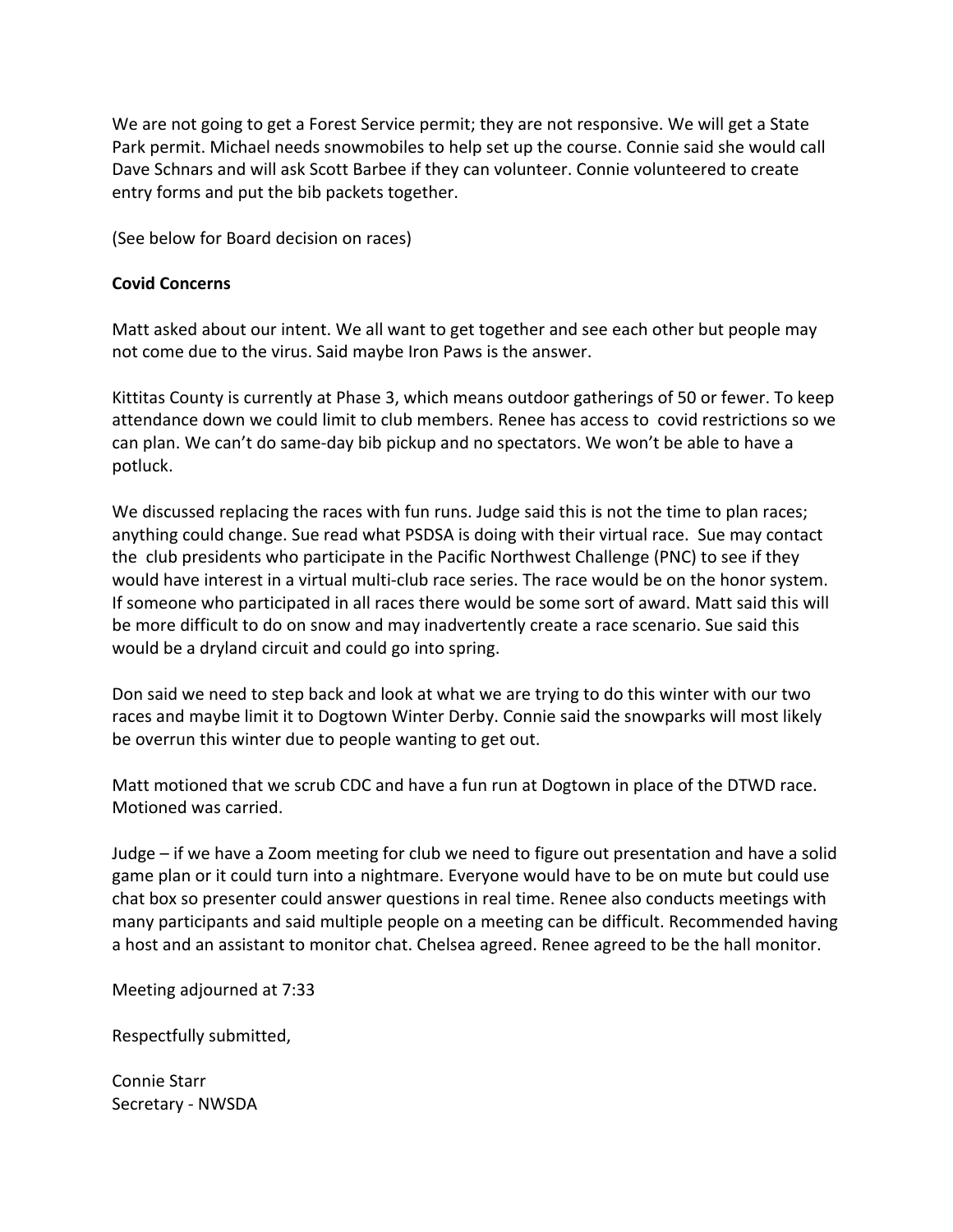We are not going to get a Forest Service permit; they are not responsive. We will get a State Park permit. Michael needs snowmobiles to help set up the course. Connie said she would call Dave Schnars and will ask Scott Barbee if they can volunteer. Connie volunteered to create entry forms and put the bib packets together.

(See below for Board decision on races)

**Covid Concerns**

Matt asked about our intent. We all want to get together and see each other but people may not come due to the virus. Said maybe Iron Paws is the answer.

Kittitas County is currently at Phase 3, which means outdoor gatherings of 50 or fewer. To keep attendance down we could limit to club members. Renee has access to covid restrictions so we can plan. We can't do same-day bib pickup and no spectators. We won't be able to have a potluck.

We discussed replacing the races with fun runs. Judge said this is not the time to plan races; anything could change. Sue read what PSDSA is doing with their virtual race. Sue may contact the club presidents who participate in the Pacific Northwest Challenge (PNC) to see if they would have interest in a virtual multi-club race series. The race would be on the honor system. If someone who participated in all races there would be some sort of award. Matt said this will be more difficult to do on snow and may inadvertently create a race scenario. Sue said this would be a dryland circuit and could go into spring.

Don said we need to step back and look at what we are trying to do this winter with our two races and maybe limit it to Dogtown Winter Derby. Connie said the snowparks will most likely be overrun this winter due to people wanting to get out.

Matt motioned that we scrub CDC and have a fun run at Dogtown in place of the DTWD race. Motioned was carried.

Judge – if we have a Zoom meeting for club we need to figure out presentation and have a solid game plan or it could turn into a nightmare. Everyone would have to be on mute but could use chat box so presenter could answer questions in real time. Renee also conducts meetings with many participants and said multiple people on a meeting can be difficult. Recommended having a host and an assistant to monitor chat. Chelsea agreed. Renee agreed to be the hall monitor.

Meeting adjourned at 7:33

Respectfully submitted,

Connie Starr
Secretary - NWSDA